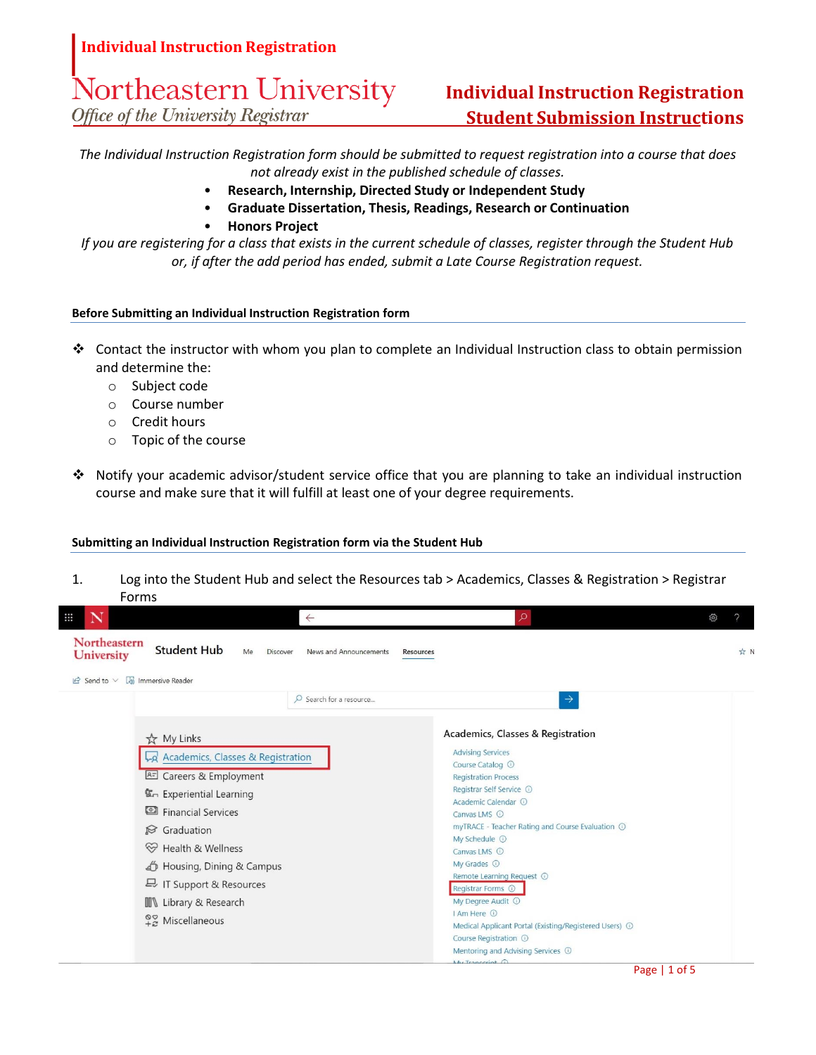**Individual Instruction Registration**

Northeastern University

*Office of the University Registrar*

# Individual Instruction Registration Student Submission Instructions

*The Individual Instruction Registration form should be submitted to request registration into a course that does not already exist in the published schedule of classes.*

- **Research, Internship, Directed Study or Independent Study**
- **Graduate Dissertation, Thesis, Readings, Research or Continuation**
- **Honors Project**

*If you are registering for a class that exists in the current schedule of classes, register through the Student Hub or, if after the add period has ended, submit a Late Course Registration request.*

### Before Submitting an Individual Instruction Registration form

- Contact the instructor with whom you plan to complete an Individual Instruction class to obtain permission and determine the:
  - Subject code
  - Course number
  - Credit hours
  - Topic of the course

- Notify your academic advisor/student service office that you are planning to take an individual instruction course and make sure that it will fulfill at least one of your degree requirements.

### Submitting an Individual Instruction Registration form via the Student Hub

1. Log into the Student Hub and select the Resources tab > Academics, Classes & Registration > Registrar Forms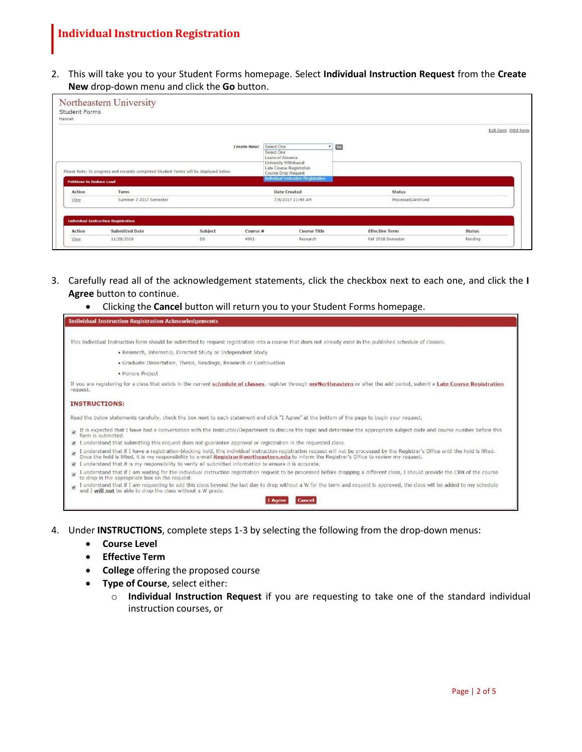# Individual Instruction Registration

2. This will take you to your Student Forms homepage. Select **Individual Instruction Request** from the **Create New** drop-down menu and click the **Go** button.

Northeastern University
Student Forms
Hannah

Exit Form Print Form

Create New: Select One [Go]

- Select One
- Leave of Absence
- University Withdrawal
- Late Course Registration
- Course Drop Request
- Individual Instruction Registration

Please Note: In progress and recently completed Student Forms will be displayed below.

**Petitions to Reduce Load**

| Action | Term | Date Created | Status |
|---|---|---|---|
| View | Summer 2 2017 Semester | 7/6/2017 11:45 AM | Processed/Archived |

**Individual Instruction Registration**

| Action | Submitted Date | Subject | Course # | Course Title | Effective Term | Status |
|---|---|---|---|---|---|---|
| View | 11/26/2018 | DS | 4991 | Research | Fall 2018 Semester | Pending |

3. Carefully read all of the acknowledgement statements, click the checkbox next to each one, and click the **I Agree** button to continue.
   - Clicking the **Cancel** button will return you to your Student Forms homepage.

**Individual Instruction Registration Acknowledgements**

This Individual Instruction form should be submitted to request registration into a course that does not already exist in the published schedule of classes.

- Research, Internship, Directed Study or Independent Study
- Graduate Dissertation, Thesis, Readings, Research or Continuation
- Honors Project

If you are registering for a class that exists in the current schedule of classes, register through myNortheastern or after the add period, submit a Late Course Registration request.

**INSTRUCTIONS:**

Read the below statements carefully, check the box next to each statement and click "I Agree" at the bottom of the page to begin your request.

- [x] It is expected that I have had a conversation with the Instructor/Department to discuss the topic and determine the appropriate subject code and course number before this form is submitted.
- [x] I understand that submitting this request does not guarantee approval or registration in the requested class.
- [x] I understand that if I have a registration-blocking hold, this individual instruction registration request will not be processed by the Registrar's Office until the hold is lifted. Once the hold is lifted, it is my responsibility to e-mail Registrar@northeastern.edu to inform the Registrar's Office to review my request.
- [x] I understand that it is my responsibility to verify all submitted information to ensure it is accurate.
- [x] I understand that if I am waiting for the individual instruction registration request to be processed before dropping a different class, I should provide the CRN of the course to drop in the appropriate box on the request.
- [x] I understand that if I am requesting to add this class beyond the last day to drop without a W for the term and request is approved, the class will be added to my schedule and I **will not** be able to drop the class without a W grade.

[I Agree] [Cancel]

4. Under **INSTRUCTIONS**, complete steps 1-3 by selecting the following from the drop-down menus:
   - **Course Level**
   - **Effective Term**
   - **College** offering the proposed course
   - **Type of Course**, select either:
     - **Individual Instruction Request** if you are requesting to take one of the standard individual instruction courses, or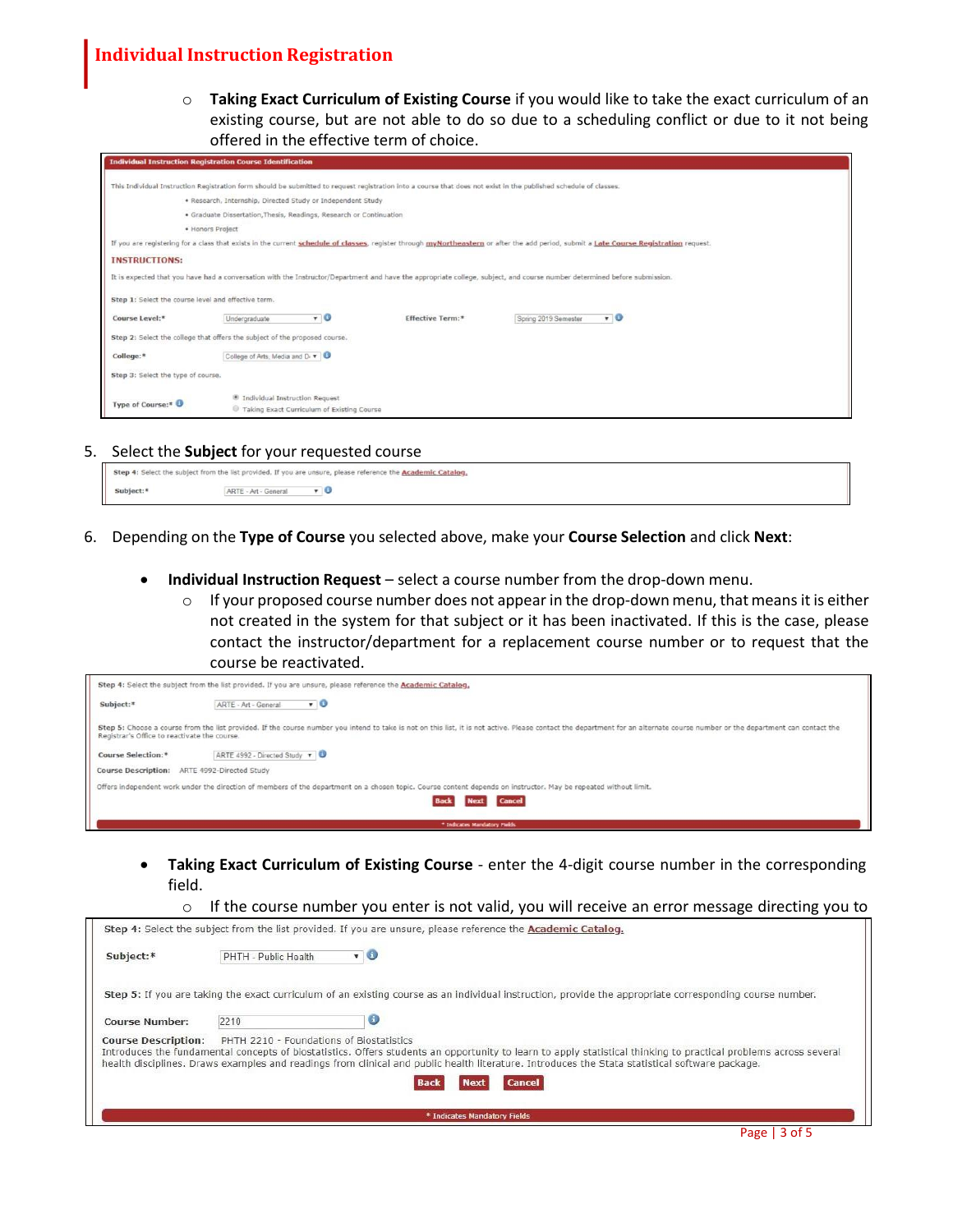# Individual Instruction Registration

- **Taking Exact Curriculum of Existing Course** if you would like to take the exact curriculum of an existing course, but are not able to do so due to a scheduling conflict or due to it not being offered in the effective term of choice.

**Individual Instruction Registration Course Identification**

This Individual Instruction Registration form should be submitted to request registration into a course that does not exist in the published schedule of classes.

- Research, Internship, Directed Study or Independent Study
- Graduate Dissertation,Thesis, Readings, Research or Continuation
- Honors Project

If you are registering for a class that exists in the current schedule of classes, register through myNortheastern or after the add period, submit a Late Course Registration request.

**INSTRUCTIONS:**

It is expected that you have had a conversation with the Instructor/Department and have the appropriate college, subject, and course number determined before submission.

**Step 1:** Select the course level and effective term.

**Course Level:*** Undergraduate **Effective Term:*** Spring 2019 Semester

**Step 2:** Select the college that offers the subject of the proposed course.

**College:*** College of Arts, Media and D

**Step 3:** Select the type of course.

**Type of Course:*** ◉ Individual Instruction Request ○ Taking Exact Curriculum of Existing Course

5. Select the **Subject** for your requested course

**Step 4:** Select the subject from the list provided. If you are unsure, please reference the Academic Catalog.

**Subject:*** ARTE - Art - General

6. Depending on the **Type of Course** you selected above, make your **Course Selection** and click **Next**:

- **Individual Instruction Request** – select a course number from the drop-down menu.
  - If your proposed course number does not appear in the drop-down menu, that means it is either not created in the system for that subject or it has been inactivated. If this is the case, please contact the instructor/department for a replacement course number or to request that the course be reactivated.

**Step 4:** Select the subject from the list provided. If you are unsure, please reference the Academic Catalog.

**Subject:*** ARTE - Art - General

**Step 5:** Choose a course from the list provided. If the course number you intend to take is not on this list, it is not active. Please contact the department for an alternate course number or the department can contact the Registrar's Office to reactivate the course.

**Course Selection:*** ARTE 4992 - Directed Study

**Course Description:** ARTE 4992-Directed Study

Offers independent work under the direction of members of the department on a chosen topic. Course content depends on instructor. May be repeated without limit.

Back Next Cancel

* Indicates Mandatory Fields

- **Taking Exact Curriculum of Existing Course** - enter the 4-digit course number in the corresponding field.
  - If the course number you enter is not valid, you will receive an error message directing you to

**Step 4:** Select the subject from the list provided. If you are unsure, please reference the Academic Catalog.

**Subject:*** PHTH - Public Health

**Step 5:** If you are taking the exact curriculum of an existing course as an individual instruction, provide the appropriate corresponding course number.

**Course Number:** 2210

**Course Description:** PHTH 2210 - Foundations of Biostatistics

Introduces the fundamental concepts of biostatistics. Offers students an opportunity to learn to apply statistical thinking to practical problems across several health disciplines. Draws examples and readings from clinical and public health literature. Introduces the Stata statistical software package.

Back Next Cancel

* Indicates Mandatory Fields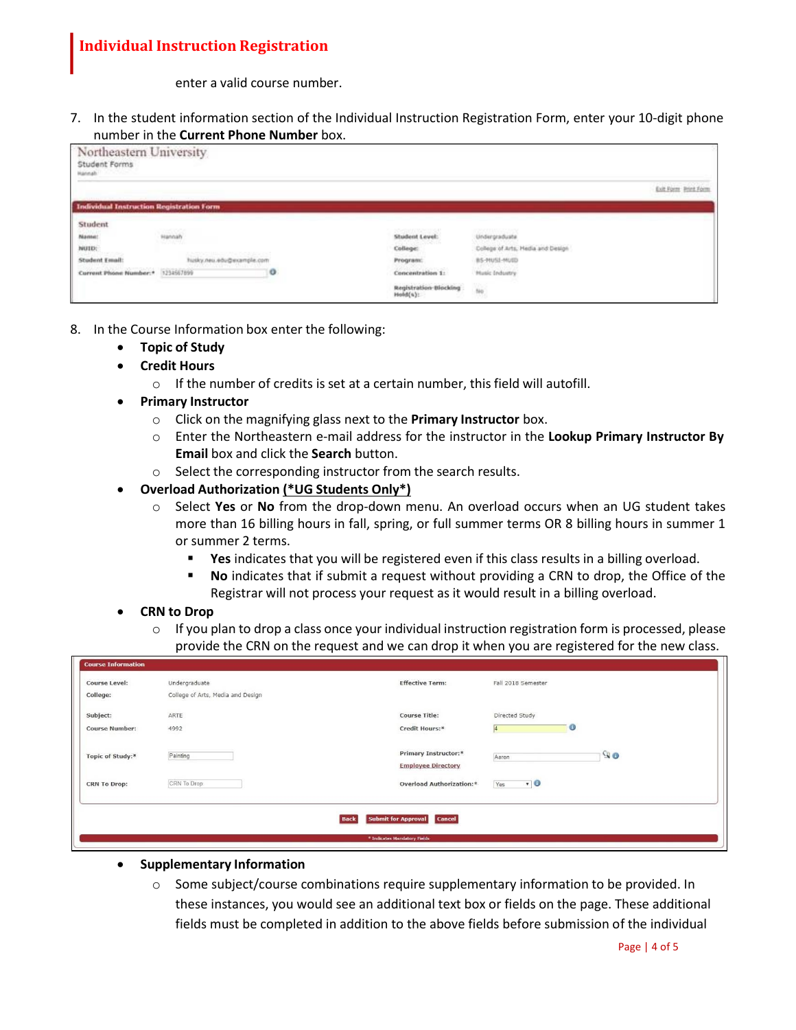enter a valid course number.

7. In the student information section of the Individual Instruction Registration Form, enter your 10-digit phone number in the **Current Phone Number** box.

8. In the Course Information box enter the following:
   - **Topic of Study**
   - **Credit Hours**
     - If the number of credits is set at a certain number, this field will autofill.
   - **Primary Instructor**
     - Click on the magnifying glass next to the **Primary Instructor** box.
     - Enter the Northeastern e-mail address for the instructor in the **Lookup Primary Instructor By Email** box and click the **Search** button.
     - Select the corresponding instructor from the search results.
   - **Overload Authorization (*UG Students Only*)**
     - Select **Yes** or **No** from the drop-down menu. An overload occurs when an UG student takes more than 16 billing hours in fall, spring, or full summer terms OR 8 billing hours in summer 1 or summer 2 terms.
       - **Yes** indicates that you will be registered even if this class results in a billing overload.
       - **No** indicates that if submit a request without providing a CRN to drop, the Office of the Registrar will not process your request as it would result in a billing overload.
   - **CRN to Drop**
     - If you plan to drop a class once your individual instruction registration form is processed, please provide the CRN on the request and we can drop it when you are registered for the new class.
   - **Supplementary Information**
     - Some subject/course combinations require supplementary information to be provided. In these instances, you would see an additional text box or fields on the page. These additional fields must be completed in addition to the above fields before submission of the individual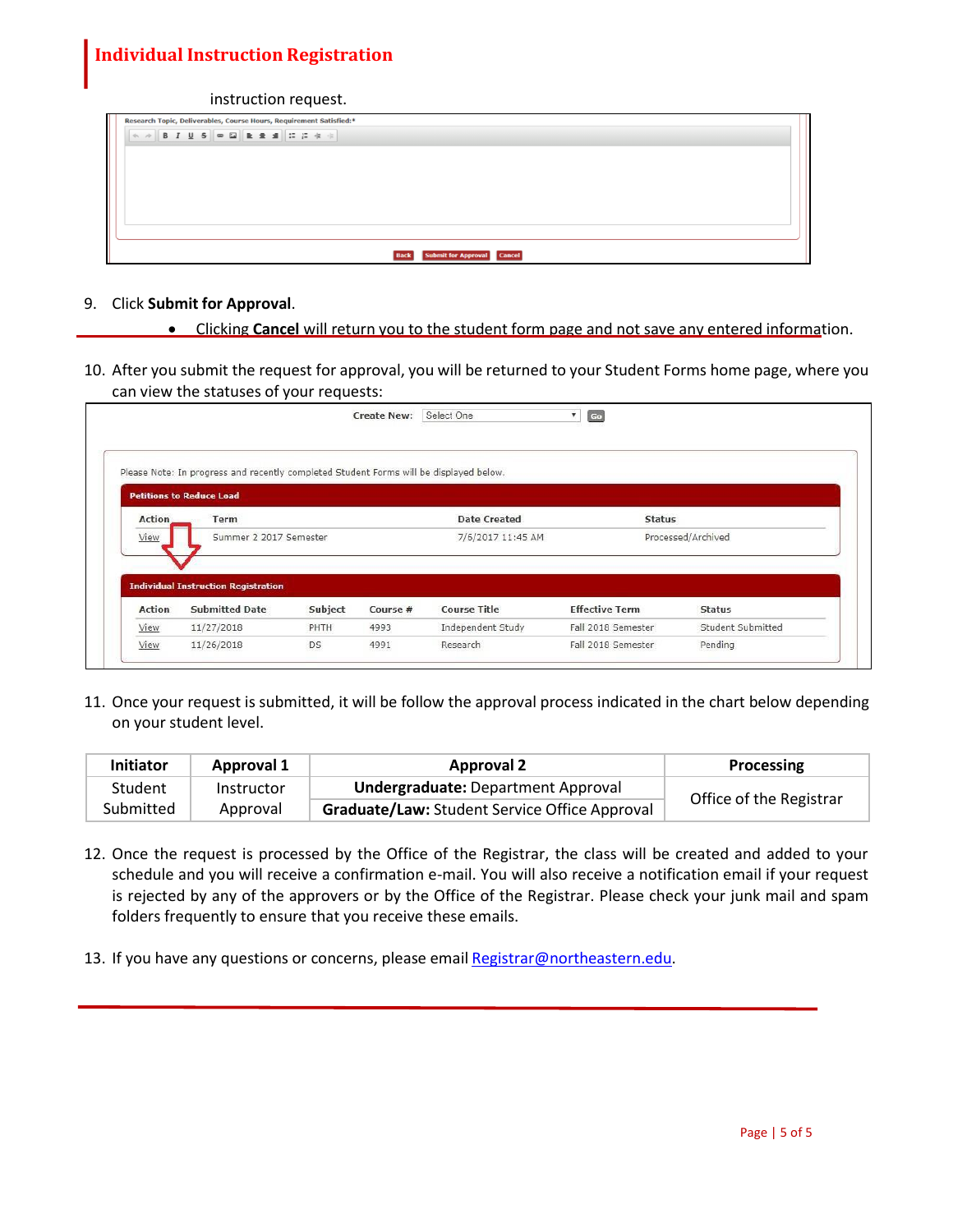instruction request.

9. Click **Submit for Approval**.
   - Clicking **Cancel** will return you to the student form page and not save any entered information.

10. After you submit the request for approval, you will be returned to your Student Forms home page, where you can view the statuses of your requests:

11. Once your request is submitted, it will be follow the approval process indicated in the chart below depending on your student level.

| Initiator | Approval 1 | Approval 2 | Processing |
|---|---|---|---|
| Student Submitted | Instructor Approval | **Undergraduate:** Department Approval | Office of the Registrar |
| | | **Graduate/Law:** Student Service Office Approval | |

12. Once the request is processed by the Office of the Registrar, the class will be created and added to your schedule and you will receive a confirmation e-mail. You will also receive a notification email if your request is rejected by any of the approvers or by the Office of the Registrar. Please check your junk mail and spam folders frequently to ensure that you receive these emails.

13. If you have any questions or concerns, please email Registrar@northeastern.edu.